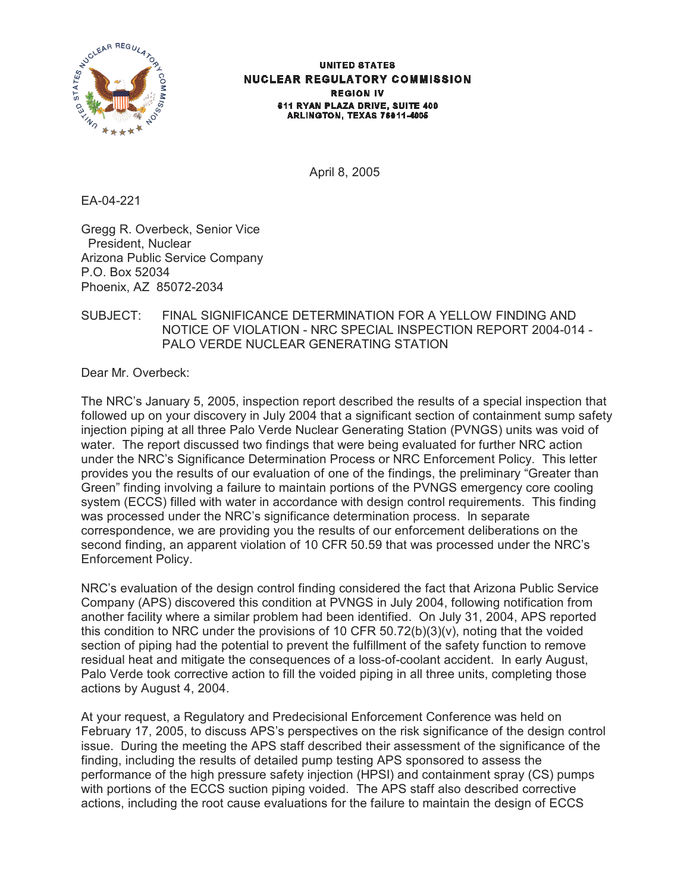UNITED STATES
**NUCLEAR REGULATORY COMMISSION**
REGION IV
611 RYAN PLAZA DRIVE, SUITE 400
ARLINGTON, TEXAS 76011-4005

April 8, 2005

EA-04-221

Gregg R. Overbeck, Senior Vice
President, Nuclear
Arizona Public Service Company
P.O. Box 52034
Phoenix, AZ 85072-2034

SUBJECT: FINAL SIGNIFICANCE DETERMINATION FOR A YELLOW FINDING AND NOTICE OF VIOLATION - NRC SPECIAL INSPECTION REPORT 2004-014 - PALO VERDE NUCLEAR GENERATING STATION

Dear Mr. Overbeck:

The NRC's January 5, 2005, inspection report described the results of a special inspection that followed up on your discovery in July 2004 that a significant section of containment sump safety injection piping at all three Palo Verde Nuclear Generating Station (PVNGS) units was void of water. The report discussed two findings that were being evaluated for further NRC action under the NRC's Significance Determination Process or NRC Enforcement Policy. This letter provides you the results of our evaluation of one of the findings, the preliminary "Greater than Green" finding involving a failure to maintain portions of the PVNGS emergency core cooling system (ECCS) filled with water in accordance with design control requirements. This finding was processed under the NRC's significance determination process. In separate correspondence, we are providing you the results of our enforcement deliberations on the second finding, an apparent violation of 10 CFR 50.59 that was processed under the NRC's Enforcement Policy.

NRC's evaluation of the design control finding considered the fact that Arizona Public Service Company (APS) discovered this condition at PVNGS in July 2004, following notification from another facility where a similar problem had been identified. On July 31, 2004, APS reported this condition to NRC under the provisions of 10 CFR 50.72(b)(3)(v), noting that the voided section of piping had the potential to prevent the fulfillment of the safety function to remove residual heat and mitigate the consequences of a loss-of-coolant accident. In early August, Palo Verde took corrective action to fill the voided piping in all three units, completing those actions by August 4, 2004.

At your request, a Regulatory and Predecisional Enforcement Conference was held on February 17, 2005, to discuss APS's perspectives on the risk significance of the design control issue. During the meeting the APS staff described their assessment of the significance of the finding, including the results of detailed pump testing APS sponsored to assess the performance of the high pressure safety injection (HPSI) and containment spray (CS) pumps with portions of the ECCS suction piping voided. The APS staff also described corrective actions, including the root cause evaluations for the failure to maintain the design of ECCS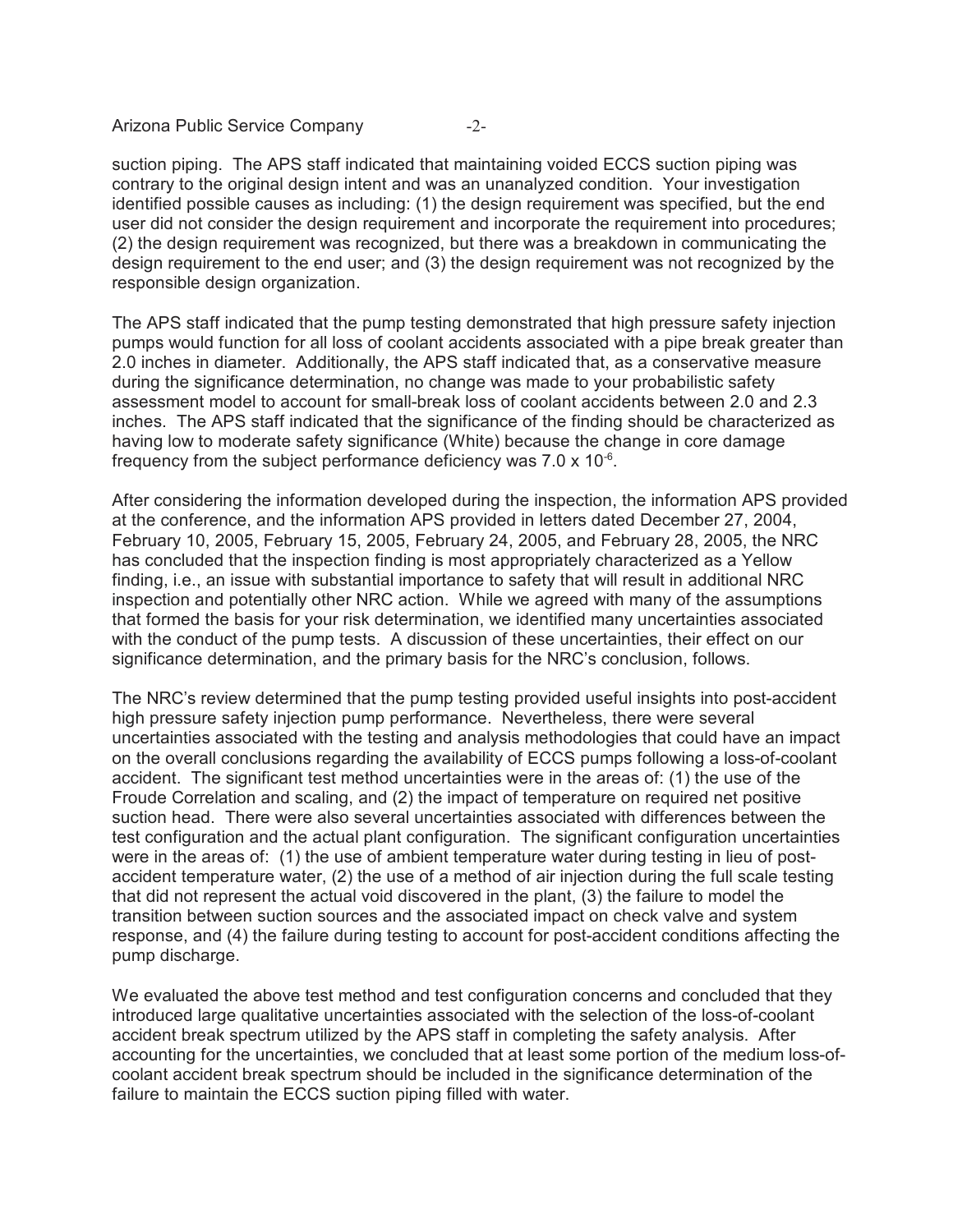suction piping. The APS staff indicated that maintaining voided ECCS suction piping was contrary to the original design intent and was an unanalyzed condition. Your investigation identified possible causes as including: (1) the design requirement was specified, but the end user did not consider the design requirement and incorporate the requirement into procedures; (2) the design requirement was recognized, but there was a breakdown in communicating the design requirement to the end user; and (3) the design requirement was not recognized by the responsible design organization.

The APS staff indicated that the pump testing demonstrated that high pressure safety injection pumps would function for all loss of coolant accidents associated with a pipe break greater than 2.0 inches in diameter. Additionally, the APS staff indicated that, as a conservative measure during the significance determination, no change was made to your probabilistic safety assessment model to account for small-break loss of coolant accidents between 2.0 and 2.3 inches. The APS staff indicated that the significance of the finding should be characterized as having low to moderate safety significance (White) because the change in core damage frequency from the subject performance deficiency was $7.0 \times 10^{-6}$.

After considering the information developed during the inspection, the information APS provided at the conference, and the information APS provided in letters dated December 27, 2004, February 10, 2005, February 15, 2005, February 24, 2005, and February 28, 2005, the NRC has concluded that the inspection finding is most appropriately characterized as a Yellow finding, i.e., an issue with substantial importance to safety that will result in additional NRC inspection and potentially other NRC action. While we agreed with many of the assumptions that formed the basis for your risk determination, we identified many uncertainties associated with the conduct of the pump tests. A discussion of these uncertainties, their effect on our significance determination, and the primary basis for the NRC's conclusion, follows.

The NRC's review determined that the pump testing provided useful insights into post-accident high pressure safety injection pump performance. Nevertheless, there were several uncertainties associated with the testing and analysis methodologies that could have an impact on the overall conclusions regarding the availability of ECCS pumps following a loss-of-coolant accident. The significant test method uncertainties were in the areas of: (1) the use of the Froude Correlation and scaling, and (2) the impact of temperature on required net positive suction head. There were also several uncertainties associated with differences between the test configuration and the actual plant configuration. The significant configuration uncertainties were in the areas of: (1) the use of ambient temperature water during testing in lieu of post-accident temperature water, (2) the use of a method of air injection during the full scale testing that did not represent the actual void discovered in the plant, (3) the failure to model the transition between suction sources and the associated impact on check valve and system response, and (4) the failure during testing to account for post-accident conditions affecting the pump discharge.

We evaluated the above test method and test configuration concerns and concluded that they introduced large qualitative uncertainties associated with the selection of the loss-of-coolant accident break spectrum utilized by the APS staff in completing the safety analysis. After accounting for the uncertainties, we concluded that at least some portion of the medium loss-of-coolant accident break spectrum should be included in the significance determination of the failure to maintain the ECCS suction piping filled with water.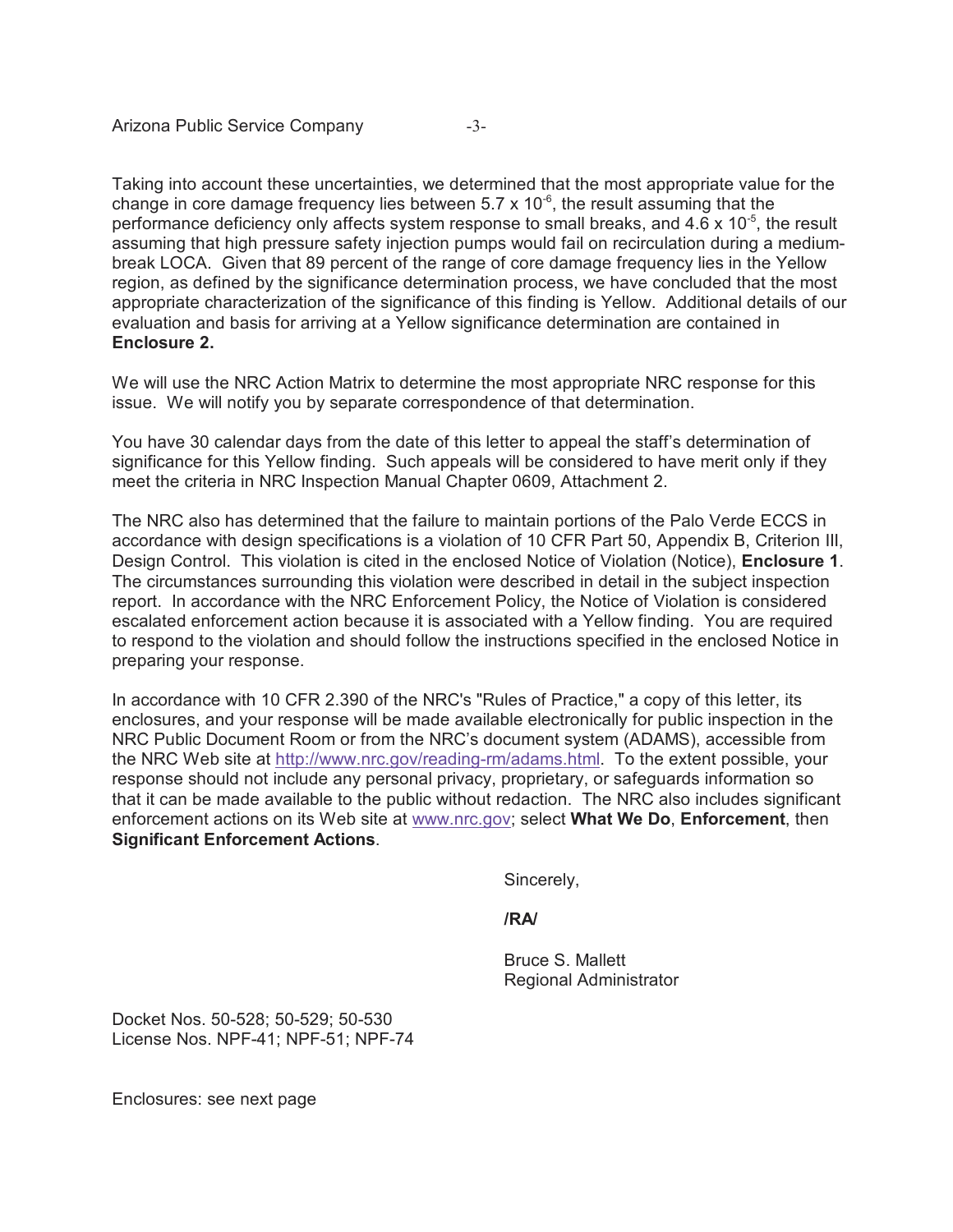Taking into account these uncertainties, we determined that the most appropriate value for the change in core damage frequency lies between $5.7 \times 10^{-6}$, the result assuming that the performance deficiency only affects system response to small breaks, and $4.6 \times 10^{-5}$, the result assuming that high pressure safety injection pumps would fail on recirculation during a medium-break LOCA. Given that 89 percent of the range of core damage frequency lies in the Yellow region, as defined by the significance determination process, we have concluded that the most appropriate characterization of the significance of this finding is Yellow. Additional details of our evaluation and basis for arriving at a Yellow significance determination are contained in **Enclosure 2.**

We will use the NRC Action Matrix to determine the most appropriate NRC response for this issue. We will notify you by separate correspondence of that determination.

You have 30 calendar days from the date of this letter to appeal the staff's determination of significance for this Yellow finding. Such appeals will be considered to have merit only if they meet the criteria in NRC Inspection Manual Chapter 0609, Attachment 2.

The NRC also has determined that the failure to maintain portions of the Palo Verde ECCS in accordance with design specifications is a violation of 10 CFR Part 50, Appendix B, Criterion III, Design Control. This violation is cited in the enclosed Notice of Violation (Notice), **Enclosure 1**. The circumstances surrounding this violation were described in detail in the subject inspection report. In accordance with the NRC Enforcement Policy, the Notice of Violation is considered escalated enforcement action because it is associated with a Yellow finding. You are required to respond to the violation and should follow the instructions specified in the enclosed Notice in preparing your response.

In accordance with 10 CFR 2.390 of the NRC's "Rules of Practice," a copy of this letter, its enclosures, and your response will be made available electronically for public inspection in the NRC Public Document Room or from the NRC's document system (ADAMS), accessible from the NRC Web site at http://www.nrc.gov/reading-rm/adams.html. To the extent possible, your response should not include any personal privacy, proprietary, or safeguards information so that it can be made available to the public without redaction. The NRC also includes significant enforcement actions on its Web site at www.nrc.gov; select **What We Do**, **Enforcement**, then **Significant Enforcement Actions**.

Sincerely,

**/RA/**

Bruce S. Mallett
Regional Administrator

Docket Nos. 50-528; 50-529; 50-530
License Nos. NPF-41; NPF-51; NPF-74

Enclosures: see next page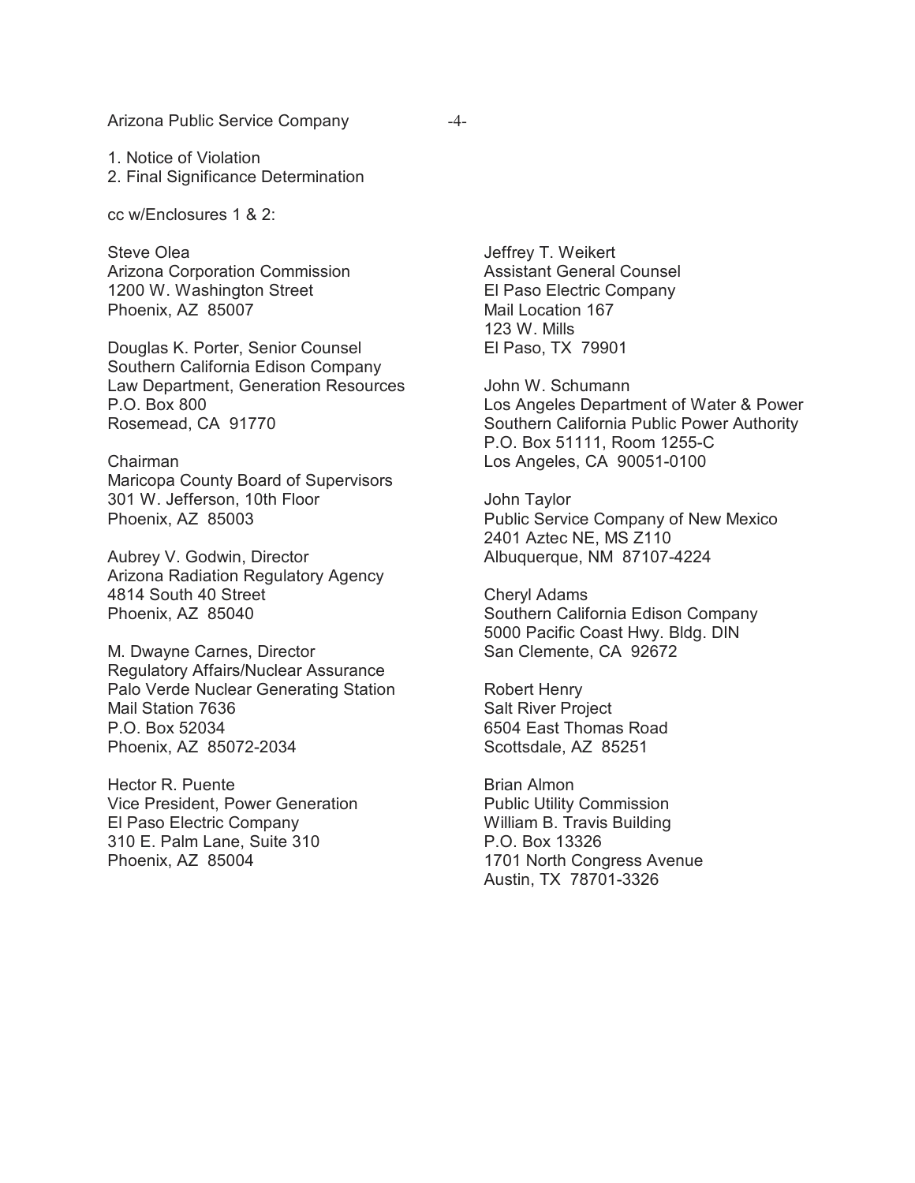1. Notice of Violation
2. Final Significance Determination

cc w/Enclosures 1 & 2:

Steve Olea
Arizona Corporation Commission
1200 W. Washington Street
Phoenix, AZ 85007

Douglas K. Porter, Senior Counsel
Southern California Edison Company
Law Department, Generation Resources
P.O. Box 800
Rosemead, CA 91770

Chairman
Maricopa County Board of Supervisors
301 W. Jefferson, 10th Floor
Phoenix, AZ 85003

Aubrey V. Godwin, Director
Arizona Radiation Regulatory Agency
4814 South 40 Street
Phoenix, AZ 85040

M. Dwayne Carnes, Director
Regulatory Affairs/Nuclear Assurance
Palo Verde Nuclear Generating Station
Mail Station 7636
P.O. Box 52034
Phoenix, AZ 85072-2034

Hector R. Puente
Vice President, Power Generation
El Paso Electric Company
310 E. Palm Lane, Suite 310
Phoenix, AZ 85004

Jeffrey T. Weikert
Assistant General Counsel
El Paso Electric Company
Mail Location 167
123 W. Mills
El Paso, TX 79901

John W. Schumann
Los Angeles Department of Water & Power
Southern California Public Power Authority
P.O. Box 51111, Room 1255-C
Los Angeles, CA 90051-0100

John Taylor
Public Service Company of New Mexico
2401 Aztec NE, MS Z110
Albuquerque, NM 87107-4224

Cheryl Adams
Southern California Edison Company
5000 Pacific Coast Hwy. Bldg. DIN
San Clemente, CA 92672

Robert Henry
Salt River Project
6504 East Thomas Road
Scottsdale, AZ 85251

Brian Almon
Public Utility Commission
William B. Travis Building
P.O. Box 13326
1701 North Congress Avenue
Austin, TX 78701-3326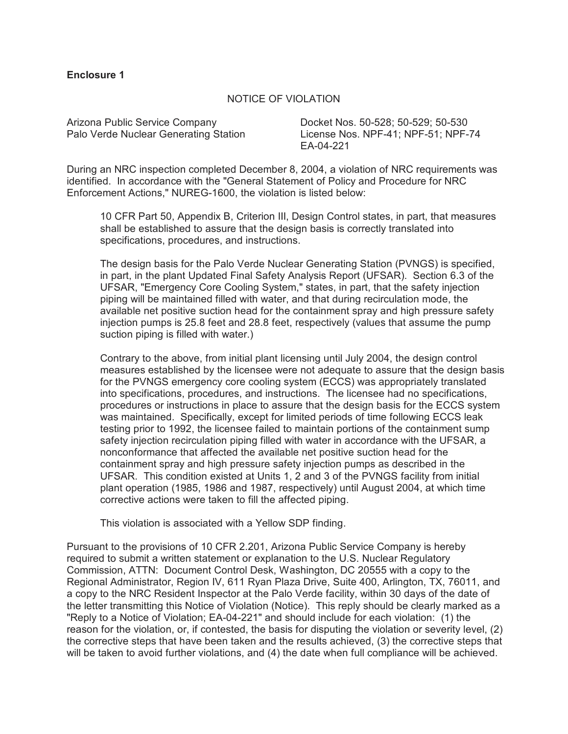**Enclosure 1**

NOTICE OF VIOLATION

Arizona Public Service Company
Palo Verde Nuclear Generating Station

Docket Nos. 50-528; 50-529; 50-530
License Nos. NPF-41; NPF-51; NPF-74
EA-04-221

During an NRC inspection completed December 8, 2004, a violation of NRC requirements was identified. In accordance with the "General Statement of Policy and Procedure for NRC Enforcement Actions," NUREG-1600, the violation is listed below:

> 10 CFR Part 50, Appendix B, Criterion III, Design Control states, in part, that measures shall be established to assure that the design basis is correctly translated into specifications, procedures, and instructions.
>
> The design basis for the Palo Verde Nuclear Generating Station (PVNGS) is specified, in part, in the plant Updated Final Safety Analysis Report (UFSAR). Section 6.3 of the UFSAR, "Emergency Core Cooling System," states, in part, that the safety injection piping will be maintained filled with water, and that during recirculation mode, the available net positive suction head for the containment spray and high pressure safety injection pumps is 25.8 feet and 28.8 feet, respectively (values that assume the pump suction piping is filled with water.)
>
> Contrary to the above, from initial plant licensing until July 2004, the design control measures established by the licensee were not adequate to assure that the design basis for the PVNGS emergency core cooling system (ECCS) was appropriately translated into specifications, procedures, and instructions. The licensee had no specifications, procedures or instructions in place to assure that the design basis for the ECCS system was maintained. Specifically, except for limited periods of time following ECCS leak testing prior to 1992, the licensee failed to maintain portions of the containment sump safety injection recirculation piping filled with water in accordance with the UFSAR, a nonconformance that affected the available net positive suction head for the containment spray and high pressure safety injection pumps as described in the UFSAR. This condition existed at Units 1, 2 and 3 of the PVNGS facility from initial plant operation (1985, 1986 and 1987, respectively) until August 2004, at which time corrective actions were taken to fill the affected piping.
>
> This violation is associated with a Yellow SDP finding.

Pursuant to the provisions of 10 CFR 2.201, Arizona Public Service Company is hereby required to submit a written statement or explanation to the U.S. Nuclear Regulatory Commission, ATTN: Document Control Desk, Washington, DC 20555 with a copy to the Regional Administrator, Region IV, 611 Ryan Plaza Drive, Suite 400, Arlington, TX, 76011, and a copy to the NRC Resident Inspector at the Palo Verde facility, within 30 days of the date of the letter transmitting this Notice of Violation (Notice). This reply should be clearly marked as a "Reply to a Notice of Violation; EA-04-221" and should include for each violation: (1) the reason for the violation, or, if contested, the basis for disputing the violation or severity level, (2) the corrective steps that have been taken and the results achieved, (3) the corrective steps that will be taken to avoid further violations, and (4) the date when full compliance will be achieved.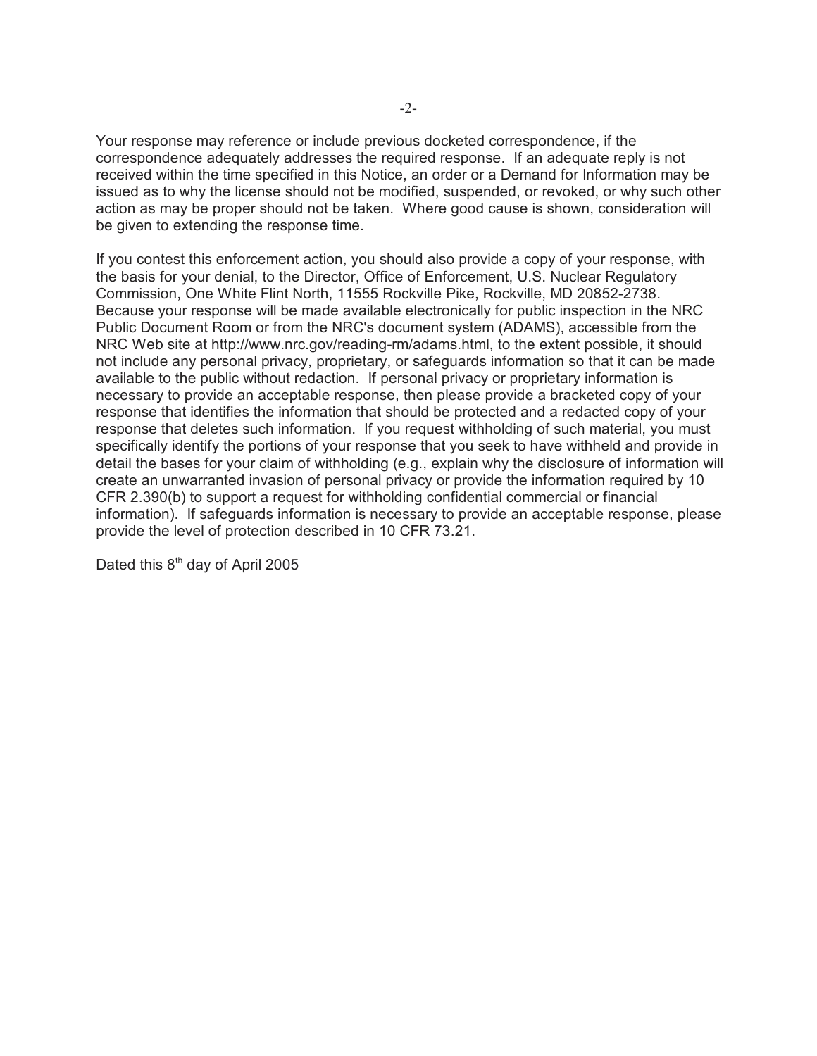Your response may reference or include previous docketed correspondence, if the correspondence adequately addresses the required response. If an adequate reply is not received within the time specified in this Notice, an order or a Demand for Information may be issued as to why the license should not be modified, suspended, or revoked, or why such other action as may be proper should not be taken. Where good cause is shown, consideration will be given to extending the response time.

If you contest this enforcement action, you should also provide a copy of your response, with the basis for your denial, to the Director, Office of Enforcement, U.S. Nuclear Regulatory Commission, One White Flint North, 11555 Rockville Pike, Rockville, MD 20852-2738. Because your response will be made available electronically for public inspection in the NRC Public Document Room or from the NRC's document system (ADAMS), accessible from the NRC Web site at http://www.nrc.gov/reading-rm/adams.html, to the extent possible, it should not include any personal privacy, proprietary, or safeguards information so that it can be made available to the public without redaction. If personal privacy or proprietary information is necessary to provide an acceptable response, then please provide a bracketed copy of your response that identifies the information that should be protected and a redacted copy of your response that deletes such information. If you request withholding of such material, you must specifically identify the portions of your response that you seek to have withheld and provide in detail the bases for your claim of withholding (e.g., explain why the disclosure of information will create an unwarranted invasion of personal privacy or provide the information required by 10 CFR 2.390(b) to support a request for withholding confidential commercial or financial information). If safeguards information is necessary to provide an acceptable response, please provide the level of protection described in 10 CFR 73.21.

Dated this 8th day of April 2005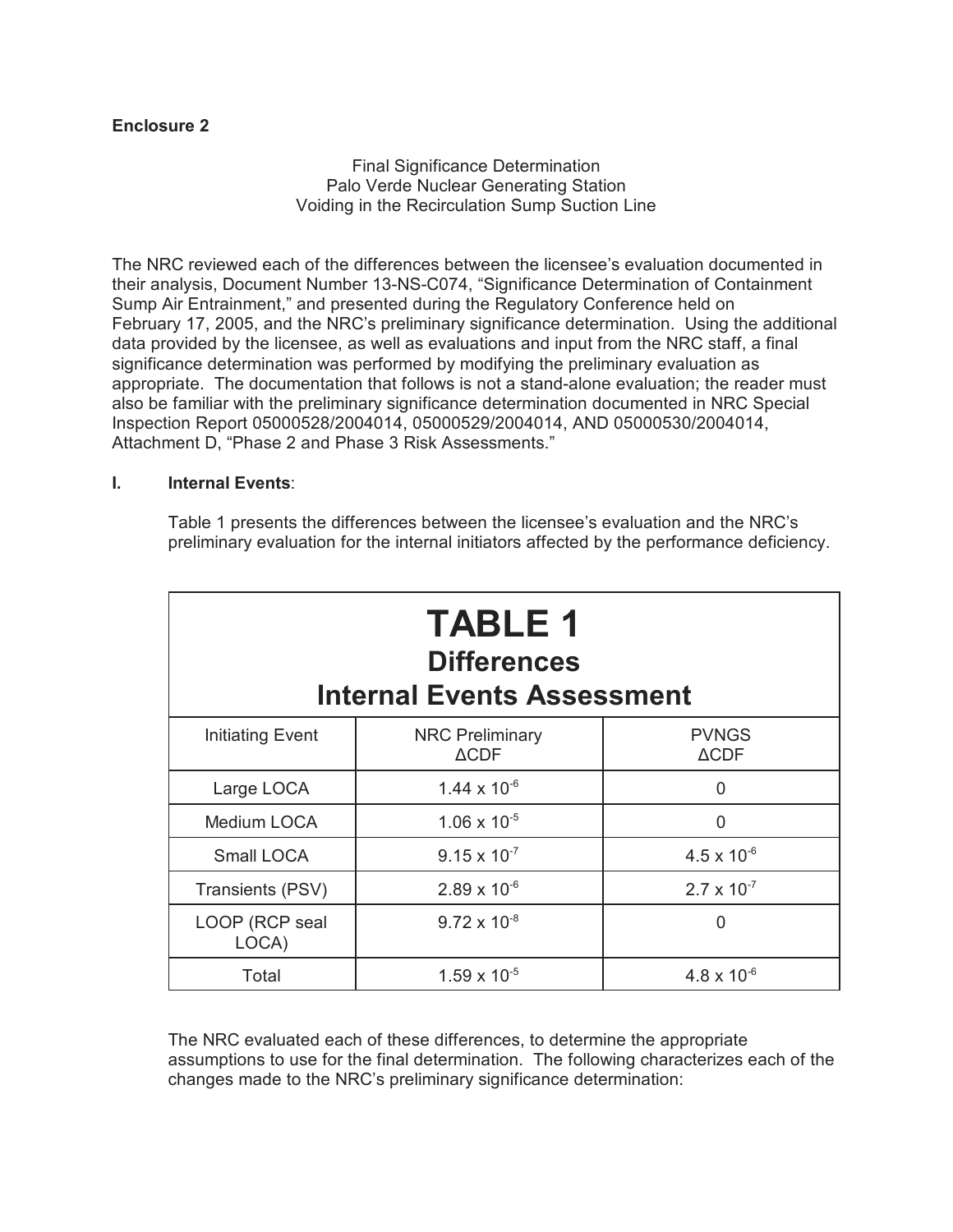**Enclosure 2**

Final Significance Determination
Palo Verde Nuclear Generating Station
Voiding in the Recirculation Sump Suction Line

The NRC reviewed each of the differences between the licensee's evaluation documented in their analysis, Document Number 13-NS-C074, "Significance Determination of Containment Sump Air Entrainment," and presented during the Regulatory Conference held on February 17, 2005, and the NRC's preliminary significance determination. Using the additional data provided by the licensee, as well as evaluations and input from the NRC staff, a final significance determination was performed by modifying the preliminary evaluation as appropriate. The documentation that follows is not a stand-alone evaluation; the reader must also be familiar with the preliminary significance determination documented in NRC Special Inspection Report 05000528/2004014, 05000529/2004014, AND 05000530/2004014, Attachment D, "Phase 2 and Phase 3 Risk Assessments."

**I. Internal Events**:

Table 1 presents the differences between the licensee's evaluation and the NRC's preliminary evaluation for the internal initiators affected by the performance deficiency.

**TABLE 1**
**Differences**
**Internal Events Assessment**

| Initiating Event | NRC Preliminary ΔCDF | PVNGS ΔCDF |
|---|---|---|
| Large LOCA | $1.44 \times 10^{-6}$ | 0 |
| Medium LOCA | $1.06 \times 10^{-5}$ | 0 |
| Small LOCA | $9.15 \times 10^{-7}$ | $4.5 \times 10^{-6}$ |
| Transients (PSV) | $2.89 \times 10^{-6}$ | $2.7 \times 10^{-7}$ |
| LOOP (RCP seal LOCA) | $9.72 \times 10^{-8}$ | 0 |
| Total | $1.59 \times 10^{-5}$ | $4.8 \times 10^{-6}$ |

The NRC evaluated each of these differences, to determine the appropriate assumptions to use for the final determination. The following characterizes each of the changes made to the NRC's preliminary significance determination: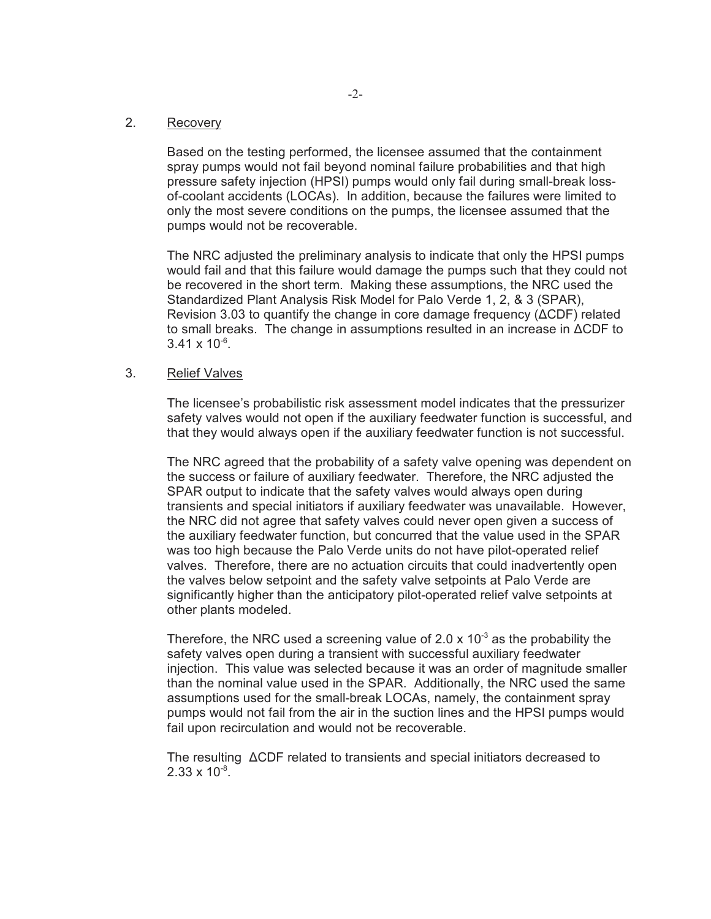2. <u>Recovery</u>

Based on the testing performed, the licensee assumed that the containment spray pumps would not fail beyond nominal failure probabilities and that high pressure safety injection (HPSI) pumps would only fail during small-break loss-of-coolant accidents (LOCAs). In addition, because the failures were limited to only the most severe conditions on the pumps, the licensee assumed that the pumps would not be recoverable.

The NRC adjusted the preliminary analysis to indicate that only the HPSI pumps would fail and that this failure would damage the pumps such that they could not be recovered in the short term. Making these assumptions, the NRC used the Standardized Plant Analysis Risk Model for Palo Verde 1, 2, & 3 (SPAR), Revision 3.03 to quantify the change in core damage frequency (ΔCDF) related to small breaks. The change in assumptions resulted in an increase in ΔCDF to $3.41 \times 10^{-6}$.

3. <u>Relief Valves</u>

The licensee's probabilistic risk assessment model indicates that the pressurizer safety valves would not open if the auxiliary feedwater function is successful, and that they would always open if the auxiliary feedwater function is not successful.

The NRC agreed that the probability of a safety valve opening was dependent on the success or failure of auxiliary feedwater. Therefore, the NRC adjusted the SPAR output to indicate that the safety valves would always open during transients and special initiators if auxiliary feedwater was unavailable. However, the NRC did not agree that safety valves could never open given a success of the auxiliary feedwater function, but concurred that the value used in the SPAR was too high because the Palo Verde units do not have pilot-operated relief valves. Therefore, there are no actuation circuits that could inadvertently open the valves below setpoint and the safety valve setpoints at Palo Verde are significantly higher than the anticipatory pilot-operated relief valve setpoints at other plants modeled.

Therefore, the NRC used a screening value of $2.0 \times 10^{-3}$ as the probability the safety valves open during a transient with successful auxiliary feedwater injection. This value was selected because it was an order of magnitude smaller than the nominal value used in the SPAR. Additionally, the NRC used the same assumptions used for the small-break LOCAs, namely, the containment spray pumps would not fail from the air in the suction lines and the HPSI pumps would fail upon recirculation and would not be recoverable.

The resulting ΔCDF related to transients and special initiators decreased to $2.33 \times 10^{-8}$.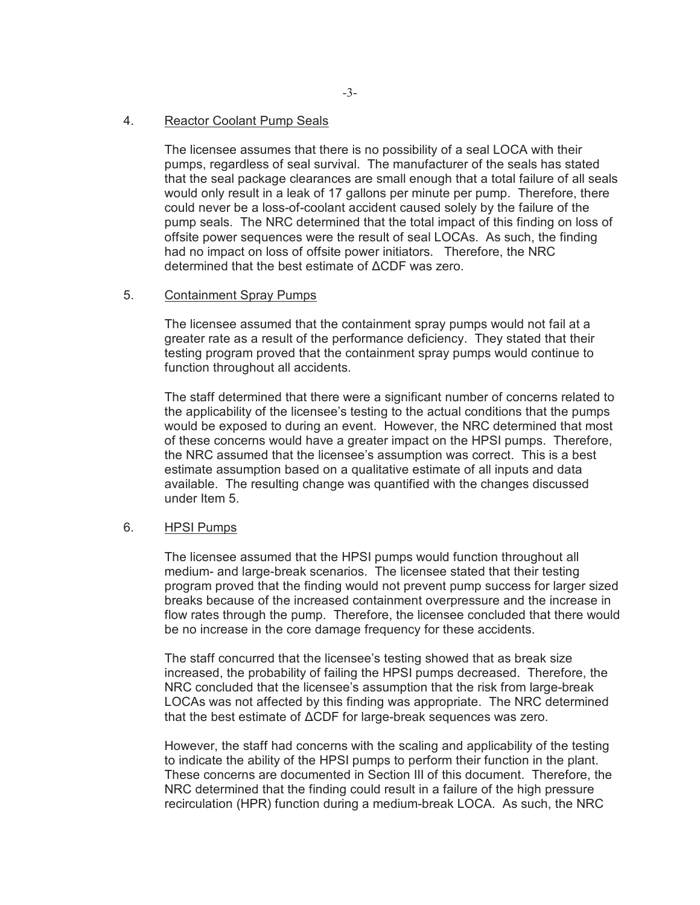4. Reactor Coolant Pump Seals

   The licensee assumes that there is no possibility of a seal LOCA with their pumps, regardless of seal survival. The manufacturer of the seals has stated that the seal package clearances are small enough that a total failure of all seals would only result in a leak of 17 gallons per minute per pump. Therefore, there could never be a loss-of-coolant accident caused solely by the failure of the pump seals. The NRC determined that the total impact of this finding on loss of offsite power sequences were the result of seal LOCAs. As such, the finding had no impact on loss of offsite power initiators. Therefore, the NRC determined that the best estimate of ΔCDF was zero.

5. Containment Spray Pumps

   The licensee assumed that the containment spray pumps would not fail at a greater rate as a result of the performance deficiency. They stated that their testing program proved that the containment spray pumps would continue to function throughout all accidents.

   The staff determined that there were a significant number of concerns related to the applicability of the licensee's testing to the actual conditions that the pumps would be exposed to during an event. However, the NRC determined that most of these concerns would have a greater impact on the HPSI pumps. Therefore, the NRC assumed that the licensee's assumption was correct. This is a best estimate assumption based on a qualitative estimate of all inputs and data available. The resulting change was quantified with the changes discussed under Item 5.

6. HPSI Pumps

   The licensee assumed that the HPSI pumps would function throughout all medium- and large-break scenarios. The licensee stated that their testing program proved that the finding would not prevent pump success for larger sized breaks because of the increased containment overpressure and the increase in flow rates through the pump. Therefore, the licensee concluded that there would be no increase in the core damage frequency for these accidents.

   The staff concurred that the licensee's testing showed that as break size increased, the probability of failing the HPSI pumps decreased. Therefore, the NRC concluded that the licensee's assumption that the risk from large-break LOCAs was not affected by this finding was appropriate. The NRC determined that the best estimate of ΔCDF for large-break sequences was zero.

   However, the staff had concerns with the scaling and applicability of the testing to indicate the ability of the HPSI pumps to perform their function in the plant. These concerns are documented in Section III of this document. Therefore, the NRC determined that the finding could result in a failure of the high pressure recirculation (HPR) function during a medium-break LOCA. As such, the NRC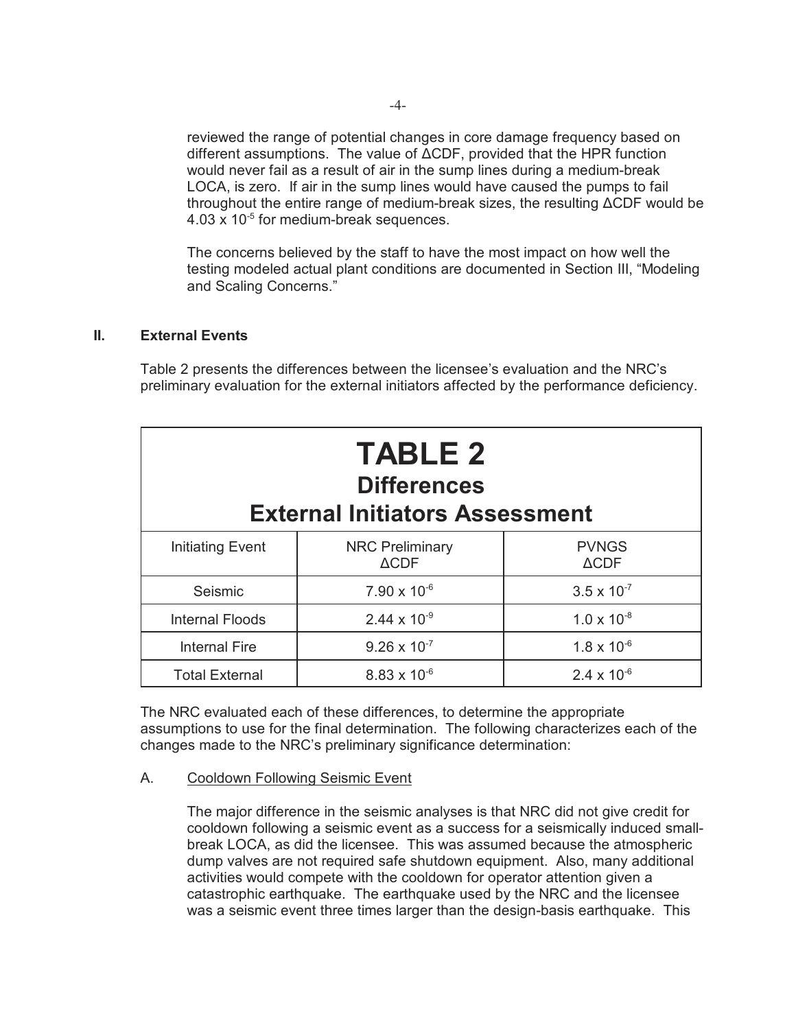reviewed the range of potential changes in core damage frequency based on different assumptions. The value of ΔCDF, provided that the HPR function would never fail as a result of air in the sump lines during a medium-break LOCA, is zero. If air in the sump lines would have caused the pumps to fail throughout the entire range of medium-break sizes, the resulting ΔCDF would be $4.03 \times 10^{-5}$ for medium-break sequences.

The concerns believed by the staff to have the most impact on how well the testing modeled actual plant conditions are documented in Section III, "Modeling and Scaling Concerns."

## II. External Events

Table 2 presents the differences between the licensee's evaluation and the NRC's preliminary evaluation for the external initiators affected by the performance deficiency.

**TABLE 2**
**Differences**
**External Initiators Assessment**

| Initiating Event | NRC Preliminary ΔCDF | PVNGS ΔCDF |
|---|---|---|
| Seismic | $7.90 \times 10^{-6}$ | $3.5 \times 10^{-7}$ |
| Internal Floods | $2.44 \times 10^{-9}$ | $1.0 \times 10^{-8}$ |
| Internal Fire | $9.26 \times 10^{-7}$ | $1.8 \times 10^{-6}$ |
| Total External | $8.83 \times 10^{-6}$ | $2.4 \times 10^{-6}$ |

The NRC evaluated each of these differences, to determine the appropriate assumptions to use for the final determination. The following characterizes each of the changes made to the NRC's preliminary significance determination:

A. Cooldown Following Seismic Event

The major difference in the seismic analyses is that NRC did not give credit for cooldown following a seismic event as a success for a seismically induced small-break LOCA, as did the licensee. This was assumed because the atmospheric dump valves are not required safe shutdown equipment. Also, many additional activities would compete with the cooldown for operator attention given a catastrophic earthquake. The earthquake used by the NRC and the licensee was a seismic event three times larger than the design-basis earthquake. This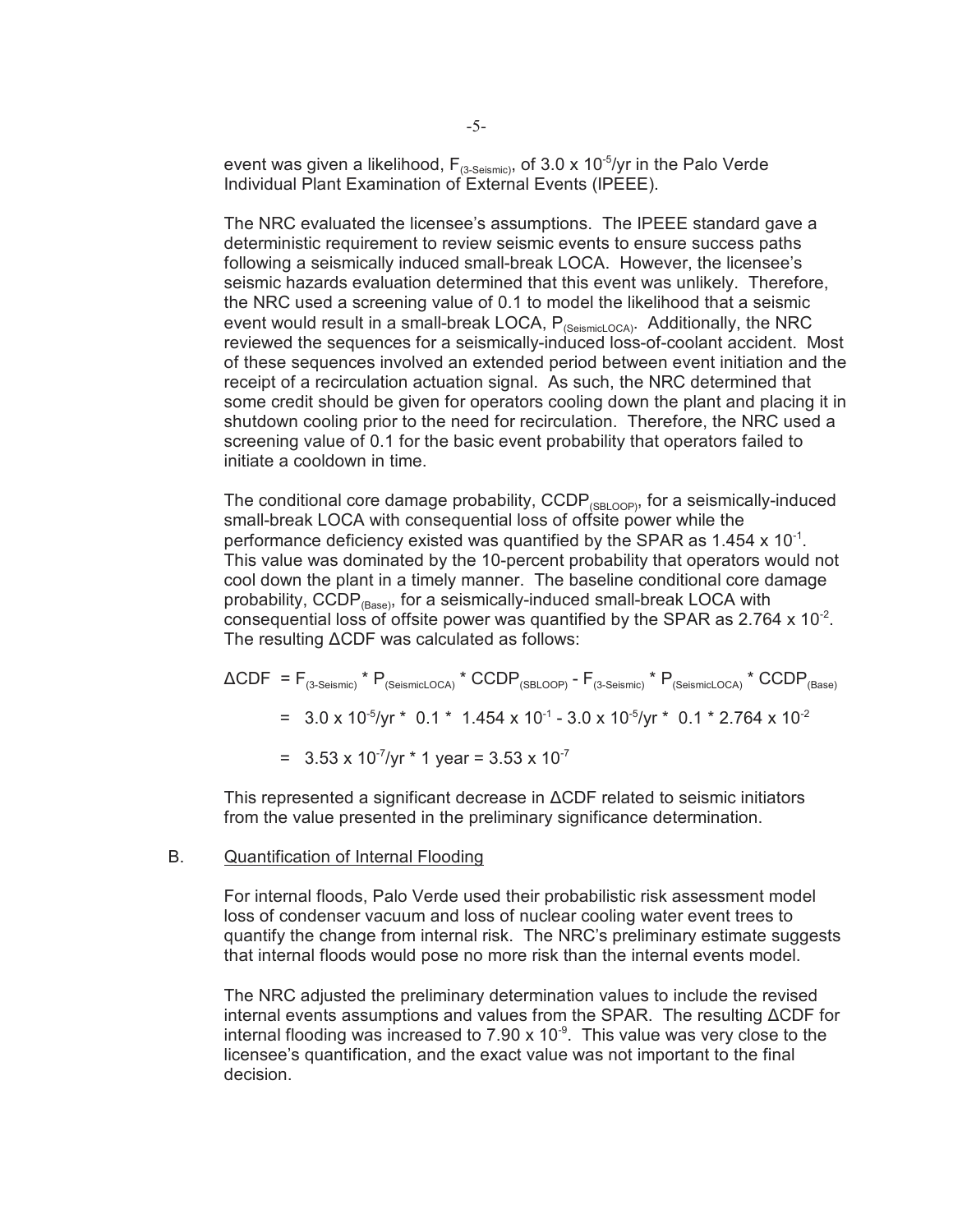event was given a likelihood, $F_{(3\text{-Seismic})}$, of $3.0 \times 10^{-5}$/yr in the Palo Verde Individual Plant Examination of External Events (IPEEE).

The NRC evaluated the licensee's assumptions. The IPEEE standard gave a deterministic requirement to review seismic events to ensure success paths following a seismically induced small-break LOCA. However, the licensee's seismic hazards evaluation determined that this event was unlikely. Therefore, the NRC used a screening value of 0.1 to model the likelihood that a seismic event would result in a small-break LOCA, $P_{(\text{SeismicLOCA})}$. Additionally, the NRC reviewed the sequences for a seismically-induced loss-of-coolant accident. Most of these sequences involved an extended period between event initiation and the receipt of a recirculation actuation signal. As such, the NRC determined that some credit should be given for operators cooling down the plant and placing it in shutdown cooling prior to the need for recirculation. Therefore, the NRC used a screening value of 0.1 for the basic event probability that operators failed to initiate a cooldown in time.

The conditional core damage probability, $CCDP_{(\text{SBLOOP})}$, for a seismically-induced small-break LOCA with consequential loss of offsite power while the performance deficiency existed was quantified by the SPAR as $1.454 \times 10^{-1}$. This value was dominated by the 10-percent probability that operators would not cool down the plant in a timely manner. The baseline conditional core damage probability, $CCDP_{(\text{Base})}$, for a seismically-induced small-break LOCA with consequential loss of offsite power was quantified by the SPAR as $2.764 \times 10^{-2}$. The resulting ΔCDF was calculated as follows:

$$\Delta CDF = F_{(3\text{-Seismic})} * P_{(\text{SeismicLOCA})} * CCDP_{(\text{SBLOOP})} - F_{(3\text{-Seismic})} * P_{(\text{SeismicLOCA})} * CCDP_{(\text{Base})}$$

$$= 3.0 \times 10^{-5}/\text{yr} * 0.1 * 1.454 \times 10^{-1} - 3.0 \times 10^{-5}/\text{yr} * 0.1 * 2.764 \times 10^{-2}$$

$$= 3.53 \times 10^{-7}/\text{yr} * 1 \text{ year} = 3.53 \times 10^{-7}$$

This represented a significant decrease in ΔCDF related to seismic initiators from the value presented in the preliminary significance determination.

B. Quantification of Internal Flooding

For internal floods, Palo Verde used their probabilistic risk assessment model loss of condenser vacuum and loss of nuclear cooling water event trees to quantify the change from internal risk. The NRC's preliminary estimate suggests that internal floods would pose no more risk than the internal events model.

The NRC adjusted the preliminary determination values to include the revised internal events assumptions and values from the SPAR. The resulting ΔCDF for internal flooding was increased to $7.90 \times 10^{-9}$. This value was very close to the licensee's quantification, and the exact value was not important to the final decision.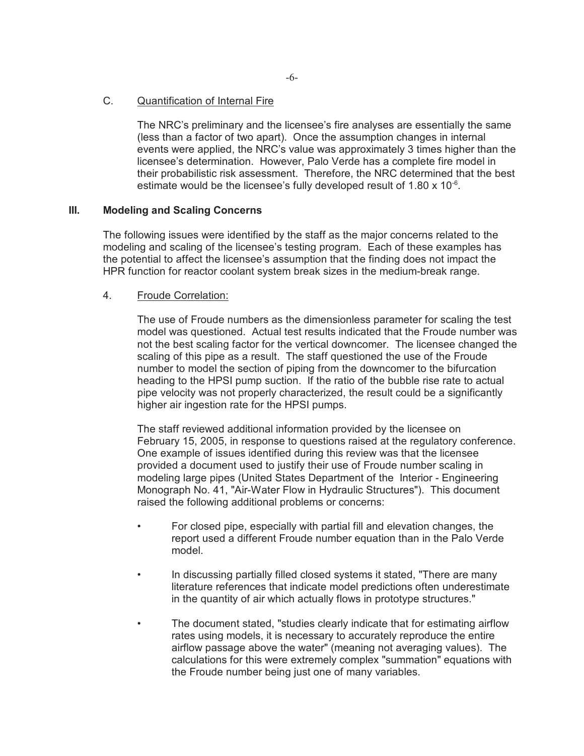C. Quantification of Internal Fire

The NRC's preliminary and the licensee's fire analyses are essentially the same (less than a factor of two apart). Once the assumption changes in internal events were applied, the NRC's value was approximately 3 times higher than the licensee's determination. However, Palo Verde has a complete fire model in their probabilistic risk assessment. Therefore, the NRC determined that the best estimate would be the licensee's fully developed result of $1.80 \times 10^{-6}$.

## III. Modeling and Scaling Concerns

The following issues were identified by the staff as the major concerns related to the modeling and scaling of the licensee's testing program. Each of these examples has the potential to affect the licensee's assumption that the finding does not impact the HPR function for reactor coolant system break sizes in the medium-break range.

4. Froude Correlation:

The use of Froude numbers as the dimensionless parameter for scaling the test model was questioned. Actual test results indicated that the Froude number was not the best scaling factor for the vertical downcomer. The licensee changed the scaling of this pipe as a result. The staff questioned the use of the Froude number to model the section of piping from the downcomer to the bifurcation heading to the HPSI pump suction. If the ratio of the bubble rise rate to actual pipe velocity was not properly characterized, the result could be a significantly higher air ingestion rate for the HPSI pumps.

The staff reviewed additional information provided by the licensee on February 15, 2005, in response to questions raised at the regulatory conference. One example of issues identified during this review was that the licensee provided a document used to justify their use of Froude number scaling in modeling large pipes (United States Department of the Interior - Engineering Monograph No. 41, "Air-Water Flow in Hydraulic Structures"). This document raised the following additional problems or concerns:

- For closed pipe, especially with partial fill and elevation changes, the report used a different Froude number equation than in the Palo Verde model.
- In discussing partially filled closed systems it stated, "There are many literature references that indicate model predictions often underestimate in the quantity of air which actually flows in prototype structures."
- The document stated, "studies clearly indicate that for estimating airflow rates using models, it is necessary to accurately reproduce the entire airflow passage above the water" (meaning not averaging values). The calculations for this were extremely complex "summation" equations with the Froude number being just one of many variables.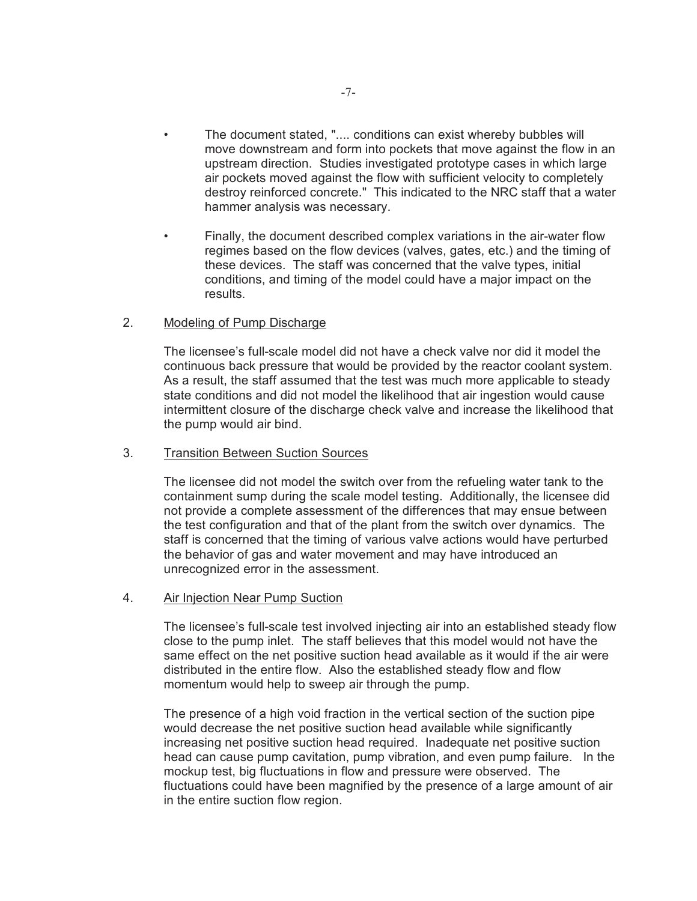- The document stated, ".... conditions can exist whereby bubbles will move downstream and form into pockets that move against the flow in an upstream direction. Studies investigated prototype cases in which large air pockets moved against the flow with sufficient velocity to completely destroy reinforced concrete." This indicated to the NRC staff that a water hammer analysis was necessary.

- Finally, the document described complex variations in the air-water flow regimes based on the flow devices (valves, gates, etc.) and the timing of these devices. The staff was concerned that the valve types, initial conditions, and timing of the model could have a major impact on the results.

2. Modeling of Pump Discharge

   The licensee's full-scale model did not have a check valve nor did it model the continuous back pressure that would be provided by the reactor coolant system. As a result, the staff assumed that the test was much more applicable to steady state conditions and did not model the likelihood that air ingestion would cause intermittent closure of the discharge check valve and increase the likelihood that the pump would air bind.

3. Transition Between Suction Sources

   The licensee did not model the switch over from the refueling water tank to the containment sump during the scale model testing. Additionally, the licensee did not provide a complete assessment of the differences that may ensue between the test configuration and that of the plant from the switch over dynamics. The staff is concerned that the timing of various valve actions would have perturbed the behavior of gas and water movement and may have introduced an unrecognized error in the assessment.

4. Air Injection Near Pump Suction

   The licensee's full-scale test involved injecting air into an established steady flow close to the pump inlet. The staff believes that this model would not have the same effect on the net positive suction head available as it would if the air were distributed in the entire flow. Also the established steady flow and flow momentum would help to sweep air through the pump.

   The presence of a high void fraction in the vertical section of the suction pipe would decrease the net positive suction head available while significantly increasing net positive suction head required. Inadequate net positive suction head can cause pump cavitation, pump vibration, and even pump failure. In the mockup test, big fluctuations in flow and pressure were observed. The fluctuations could have been magnified by the presence of a large amount of air in the entire suction flow region.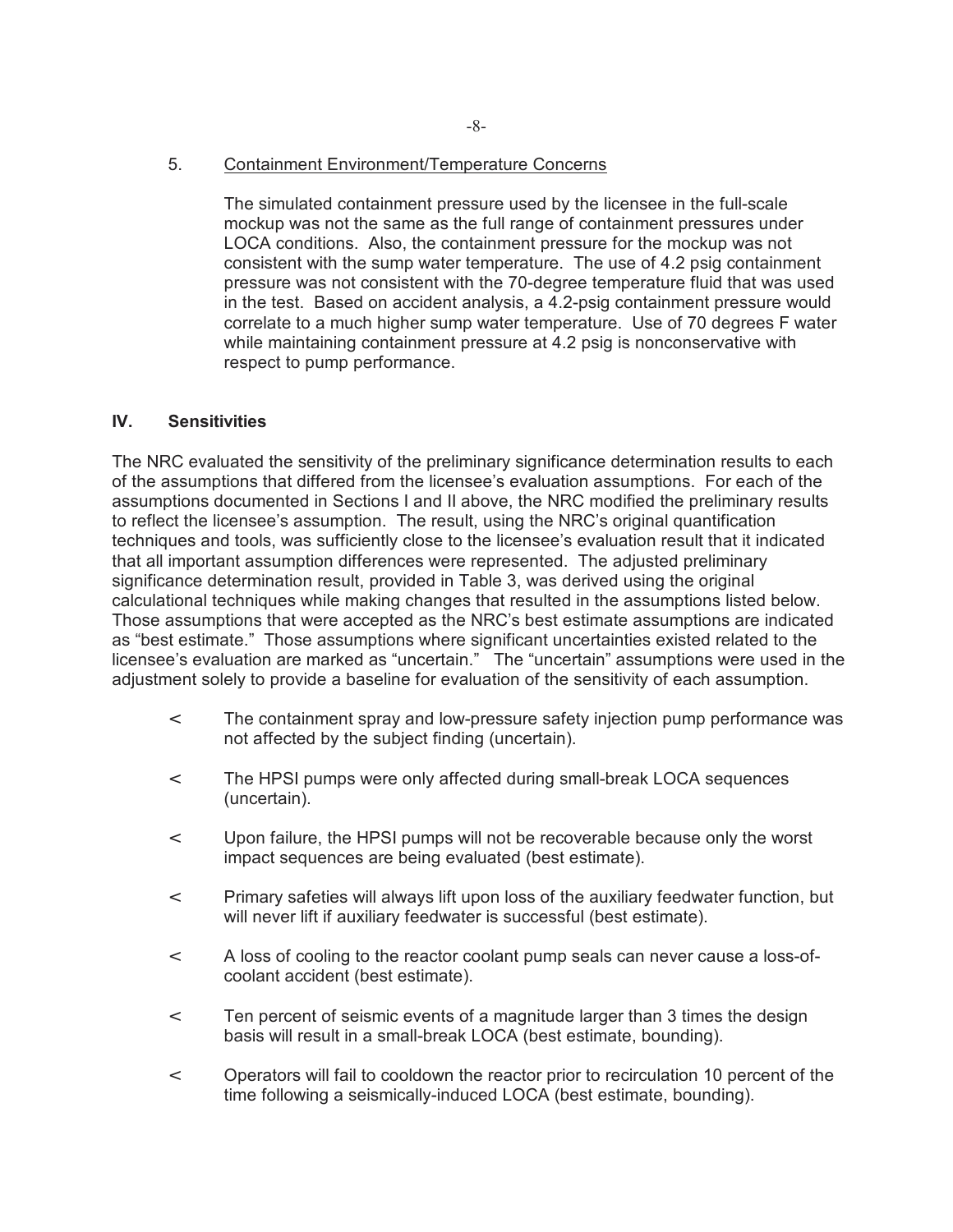5. <u>Containment Environment/Temperature Concerns</u>

   The simulated containment pressure used by the licensee in the full-scale mockup was not the same as the full range of containment pressures under LOCA conditions. Also, the containment pressure for the mockup was not consistent with the sump water temperature. The use of 4.2 psig containment pressure was not consistent with the 70-degree temperature fluid that was used in the test. Based on accident analysis, a 4.2-psig containment pressure would correlate to a much higher sump water temperature. Use of 70 degrees F water while maintaining containment pressure at 4.2 psig is nonconservative with respect to pump performance.

## IV. Sensitivities

The NRC evaluated the sensitivity of the preliminary significance determination results to each of the assumptions that differed from the licensee's evaluation assumptions. For each of the assumptions documented in Sections I and II above, the NRC modified the preliminary results to reflect the licensee's assumption. The result, using the NRC's original quantification techniques and tools, was sufficiently close to the licensee's evaluation result that it indicated that all important assumption differences were represented. The adjusted preliminary significance determination result, provided in Table 3, was derived using the original calculational techniques while making changes that resulted in the assumptions listed below. Those assumptions that were accepted as the NRC's best estimate assumptions are indicated as "best estimate." Those assumptions where significant uncertainties existed related to the licensee's evaluation are marked as "uncertain." The "uncertain" assumptions were used in the adjustment solely to provide a baseline for evaluation of the sensitivity of each assumption.

- The containment spray and low-pressure safety injection pump performance was not affected by the subject finding (uncertain).
- The HPSI pumps were only affected during small-break LOCA sequences (uncertain).
- Upon failure, the HPSI pumps will not be recoverable because only the worst impact sequences are being evaluated (best estimate).
- Primary safeties will always lift upon loss of the auxiliary feedwater function, but will never lift if auxiliary feedwater is successful (best estimate).
- A loss of cooling to the reactor coolant pump seals can never cause a loss-of-coolant accident (best estimate).
- Ten percent of seismic events of a magnitude larger than 3 times the design basis will result in a small-break LOCA (best estimate, bounding).
- Operators will fail to cooldown the reactor prior to recirculation 10 percent of the time following a seismically-induced LOCA (best estimate, bounding).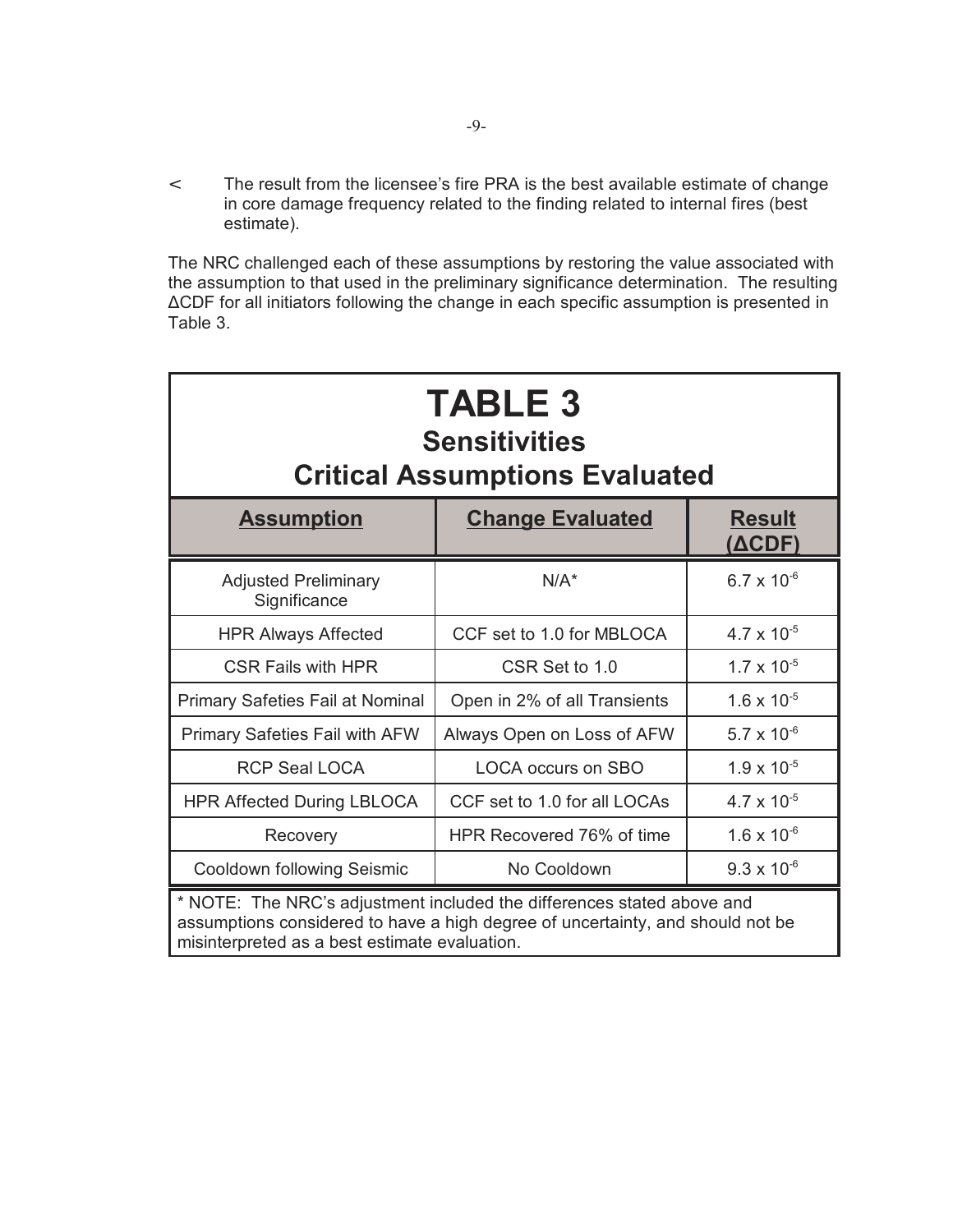- The result from the licensee's fire PRA is the best available estimate of change in core damage frequency related to the finding related to internal fires (best estimate).

The NRC challenged each of these assumptions by restoring the value associated with the assumption to that used in the preliminary significance determination. The resulting ΔCDF for all initiators following the change in each specific assumption is presented in Table 3.

**TABLE 3**
**Sensitivities**
**Critical Assumptions Evaluated**

| Assumption | Change Evaluated | Result (ΔCDF) |
|---|---|---|
| Adjusted Preliminary Significance | N/A* | $6.7 \times 10^{-6}$ |
| HPR Always Affected | CCF set to 1.0 for MBLOCA | $4.7 \times 10^{-5}$ |
| CSR Fails with HPR | CSR Set to 1.0 | $1.7 \times 10^{-5}$ |
| Primary Safeties Fail at Nominal | Open in 2% of all Transients | $1.6 \times 10^{-5}$ |
| Primary Safeties Fail with AFW | Always Open on Loss of AFW | $5.7 \times 10^{-6}$ |
| RCP Seal LOCA | LOCA occurs on SBO | $1.9 \times 10^{-5}$ |
| HPR Affected During LBLOCA | CCF set to 1.0 for all LOCAs | $4.7 \times 10^{-5}$ |
| Recovery | HPR Recovered 76% of time | $1.6 \times 10^{-6}$ |
| Cooldown following Seismic | No Cooldown | $9.3 \times 10^{-6}$ |

\* NOTE: The NRC's adjustment included the differences stated above and assumptions considered to have a high degree of uncertainty, and should not be misinterpreted as a best estimate evaluation.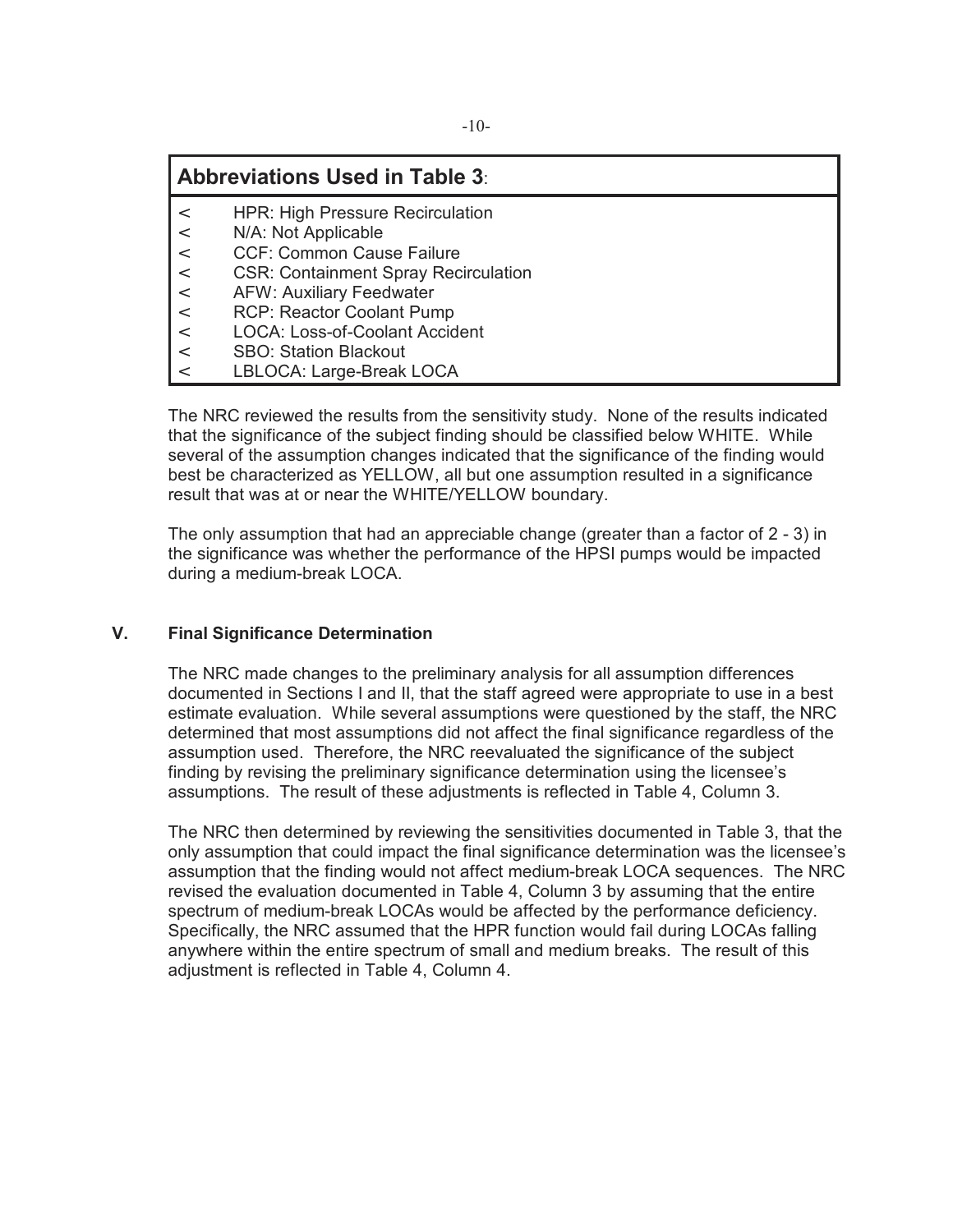## Abbreviations Used in Table 3:

- HPR: High Pressure Recirculation
- N/A: Not Applicable
- CCF: Common Cause Failure
- CSR: Containment Spray Recirculation
- AFW: Auxiliary Feedwater
- RCP: Reactor Coolant Pump
- LOCA: Loss-of-Coolant Accident
- SBO: Station Blackout
- LBLOCA: Large-Break LOCA

The NRC reviewed the results from the sensitivity study. None of the results indicated that the significance of the subject finding should be classified below WHITE. While several of the assumption changes indicated that the significance of the finding would best be characterized as YELLOW, all but one assumption resulted in a significance result that was at or near the WHITE/YELLOW boundary.

The only assumption that had an appreciable change (greater than a factor of 2 - 3) in the significance was whether the performance of the HPSI pumps would be impacted during a medium-break LOCA.

## V. Final Significance Determination

The NRC made changes to the preliminary analysis for all assumption differences documented in Sections I and II, that the staff agreed were appropriate to use in a best estimate evaluation. While several assumptions were questioned by the staff, the NRC determined that most assumptions did not affect the final significance regardless of the assumption used. Therefore, the NRC reevaluated the significance of the subject finding by revising the preliminary significance determination using the licensee's assumptions. The result of these adjustments is reflected in Table 4, Column 3.

The NRC then determined by reviewing the sensitivities documented in Table 3, that the only assumption that could impact the final significance determination was the licensee's assumption that the finding would not affect medium-break LOCA sequences. The NRC revised the evaluation documented in Table 4, Column 3 by assuming that the entire spectrum of medium-break LOCAs would be affected by the performance deficiency. Specifically, the NRC assumed that the HPR function would fail during LOCAs falling anywhere within the entire spectrum of small and medium breaks. The result of this adjustment is reflected in Table 4, Column 4.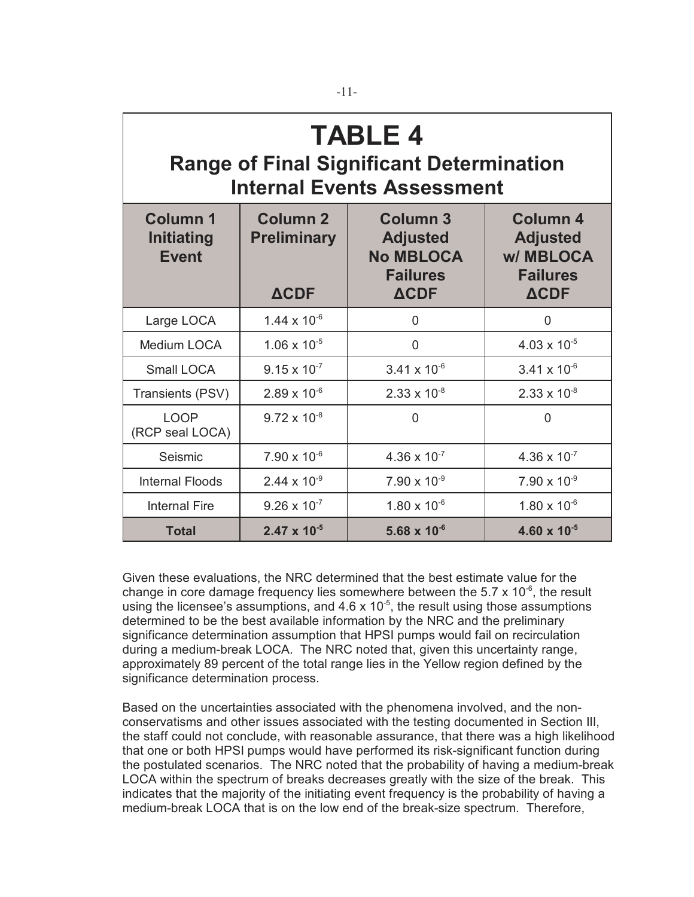# TABLE 4

## Range of Final Significant Determination Internal Events Assessment

| Column 1 Initiating Event | Column 2 Preliminary ΔCDF | Column 3 Adjusted No MBLOCA Failures ΔCDF | Column 4 Adjusted w/ MBLOCA Failures ΔCDF |
|---|---|---|---|
| Large LOCA | $1.44 \times 10^{-6}$ | 0 | 0 |
| Medium LOCA | $1.06 \times 10^{-5}$ | 0 | $4.03 \times 10^{-5}$ |
| Small LOCA | $9.15 \times 10^{-7}$ | $3.41 \times 10^{-6}$ | $3.41 \times 10^{-6}$ |
| Transients (PSV) | $2.89 \times 10^{-6}$ | $2.33 \times 10^{-8}$ | $2.33 \times 10^{-8}$ |
| LOOP (RCP seal LOCA) | $9.72 \times 10^{-8}$ | 0 | 0 |
| Seismic | $7.90 \times 10^{-6}$ | $4.36 \times 10^{-7}$ | $4.36 \times 10^{-7}$ |
| Internal Floods | $2.44 \times 10^{-9}$ | $7.90 \times 10^{-9}$ | $7.90 \times 10^{-9}$ |
| Internal Fire | $9.26 \times 10^{-7}$ | $1.80 \times 10^{-6}$ | $1.80 \times 10^{-6}$ |
| **Total** | **$2.47 \times 10^{-5}$** | **$5.68 \times 10^{-6}$** | **$4.60 \times 10^{-5}$** |

Given these evaluations, the NRC determined that the best estimate value for the change in core damage frequency lies somewhere between the $5.7 \times 10^{-6}$, the result using the licensee's assumptions, and $4.6 \times 10^{-5}$, the result using those assumptions determined to be the best available information by the NRC and the preliminary significance determination assumption that HPSI pumps would fail on recirculation during a medium-break LOCA. The NRC noted that, given this uncertainty range, approximately 89 percent of the total range lies in the Yellow region defined by the significance determination process.

Based on the uncertainties associated with the phenomena involved, and the non-conservatisms and other issues associated with the testing documented in Section III, the staff could not conclude, with reasonable assurance, that there was a high likelihood that one or both HPSI pumps would have performed its risk-significant function during the postulated scenarios. The NRC noted that the probability of having a medium-break LOCA within the spectrum of breaks decreases greatly with the size of the break. This indicates that the majority of the initiating event frequency is the probability of having a medium-break LOCA that is on the low end of the break-size spectrum. Therefore,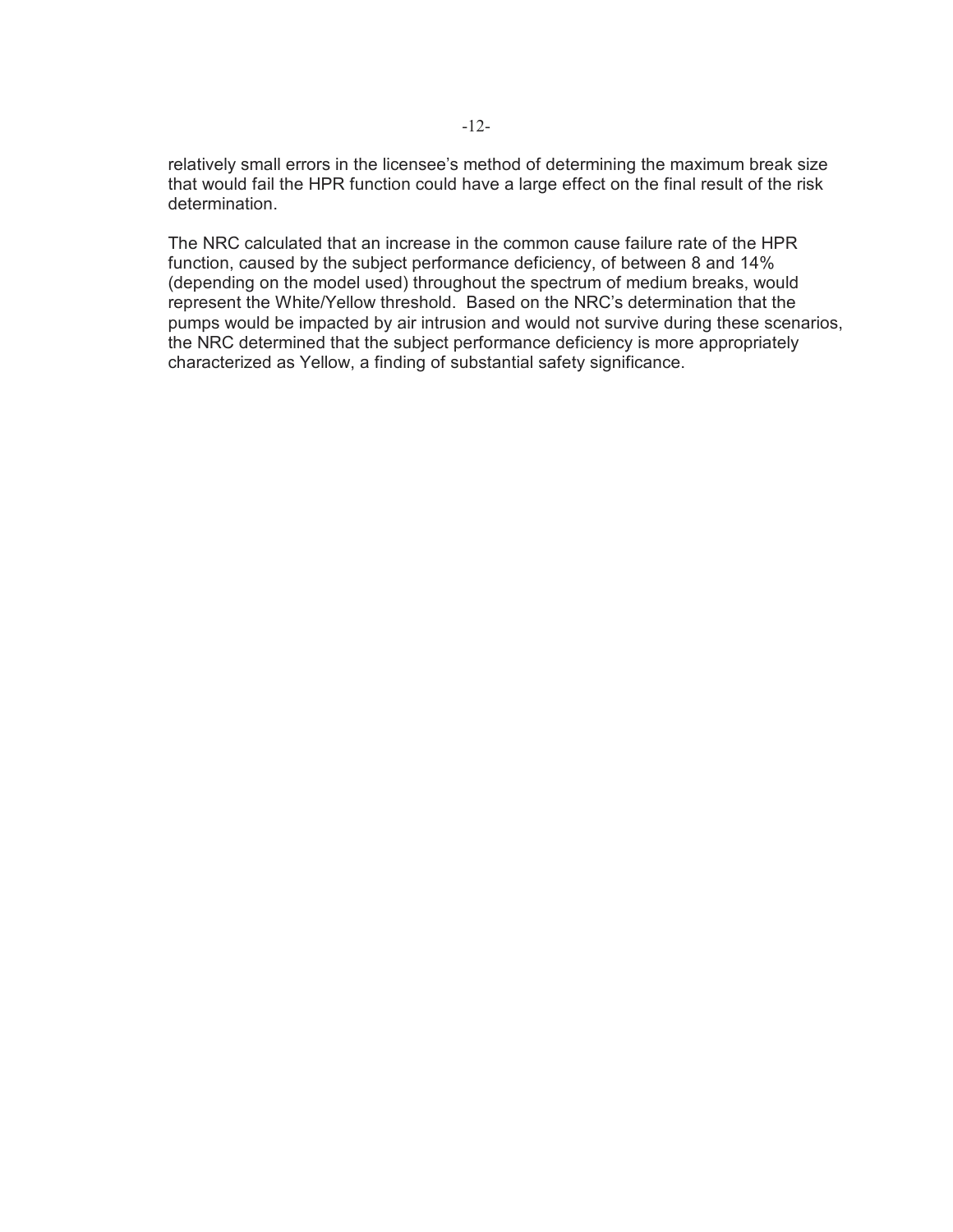relatively small errors in the licensee's method of determining the maximum break size that would fail the HPR function could have a large effect on the final result of the risk determination.

The NRC calculated that an increase in the common cause failure rate of the HPR function, caused by the subject performance deficiency, of between 8 and 14% (depending on the model used) throughout the spectrum of medium breaks, would represent the White/Yellow threshold. Based on the NRC's determination that the pumps would be impacted by air intrusion and would not survive during these scenarios, the NRC determined that the subject performance deficiency is more appropriately characterized as Yellow, a finding of substantial safety significance.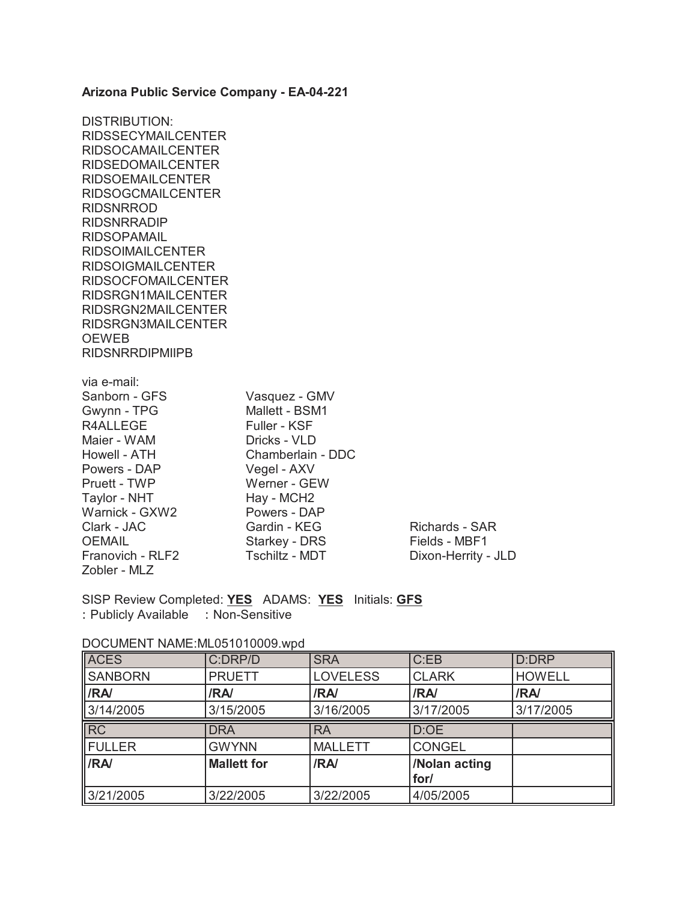**Arizona Public Service Company - EA-04-221**

DISTRIBUTION:
RIDSSECYMAILCENTER
RIDSOCAMAILCENTER
RIDSEDOMAILCENTER
RIDSOEMAILCENTER
RIDSOGCMAILCENTER
RIDSNRROD
RIDSNRRADIP
RIDSOPAMAIL
RIDSOIMAILCENTER
RIDSOIGMAILCENTER
RIDSOCFOMAILCENTER
RIDSRGN1MAILCENTER
RIDSRGN2MAILCENTER
RIDSRGN3MAILCENTER
OEWEB
RIDSNRRDIPMIIPB

via e-mail:
Sanborn - GFS
Gwynn - TPG
R4ALLEGE
Maier - WAM
Howell - ATH
Powers - DAP
Pruett - TWP
Taylor - NHT
Warnick - GXW2
Clark - JAC
OEMAIL
Franovich - RLF2
Zobler - MLZ
Vasquez - GMV
Mallett - BSM1
Fuller - KSF
Dricks - VLD
Chamberlain - DDC
Vegel - AXV
Werner - GEW
Hay - MCH2
Powers - DAP
Gardin - KEG
Starkey - DRS
Tschiltz - MDT
Richards - SAR
Fields - MBF1
Dixon-Herrity - JLD

SISP Review Completed: **YES** ADAMS: **YES** Initials: **GFS**
: Publicly Available : Non-Sensitive

DOCUMENT NAME:ML051010009.wpd

| ACES | C:DRP/D | SRA | C:EB | D:DRP |
|---|---|---|---|---|
| SANBORN | PRUETT | LOVELESS | CLARK | HOWELL |
| **/RA/** | **/RA/** | **/RA/** | **/RA/** | **/RA/** |
| 3/14/2005 | 3/15/2005 | 3/16/2005 | 3/17/2005 | 3/17/2005 |
| RC | DRA | RA | D:OE | |
| FULLER | GWYNN | MALLETT | CONGEL | |
| **/RA/** | **Mallett for** | **/RA/** | **/Nolan acting for/** | |
| 3/21/2005 | 3/22/2005 | 3/22/2005 | 4/05/2005 | |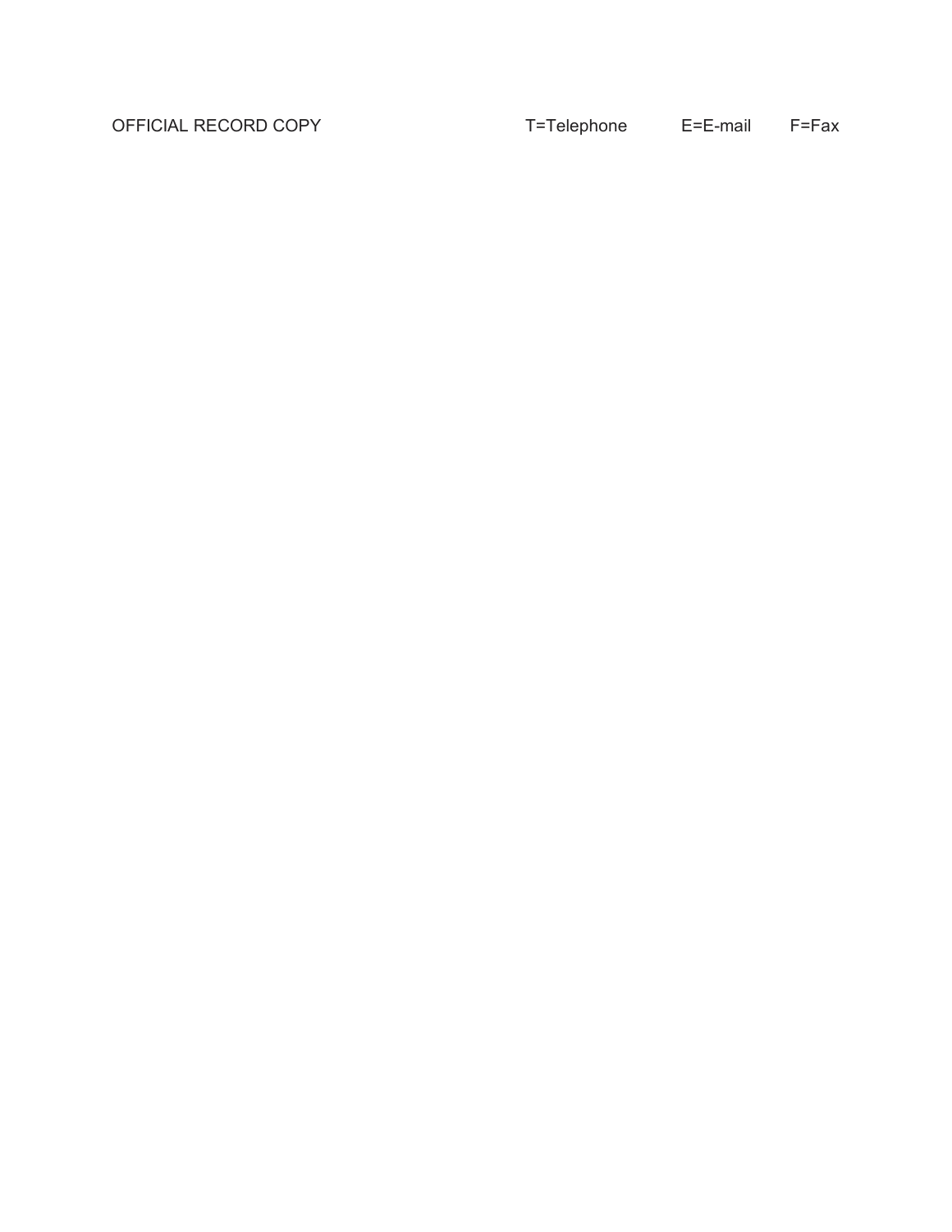OFFICIAL RECORD COPY T=Telephone E=E-mail F=Fax